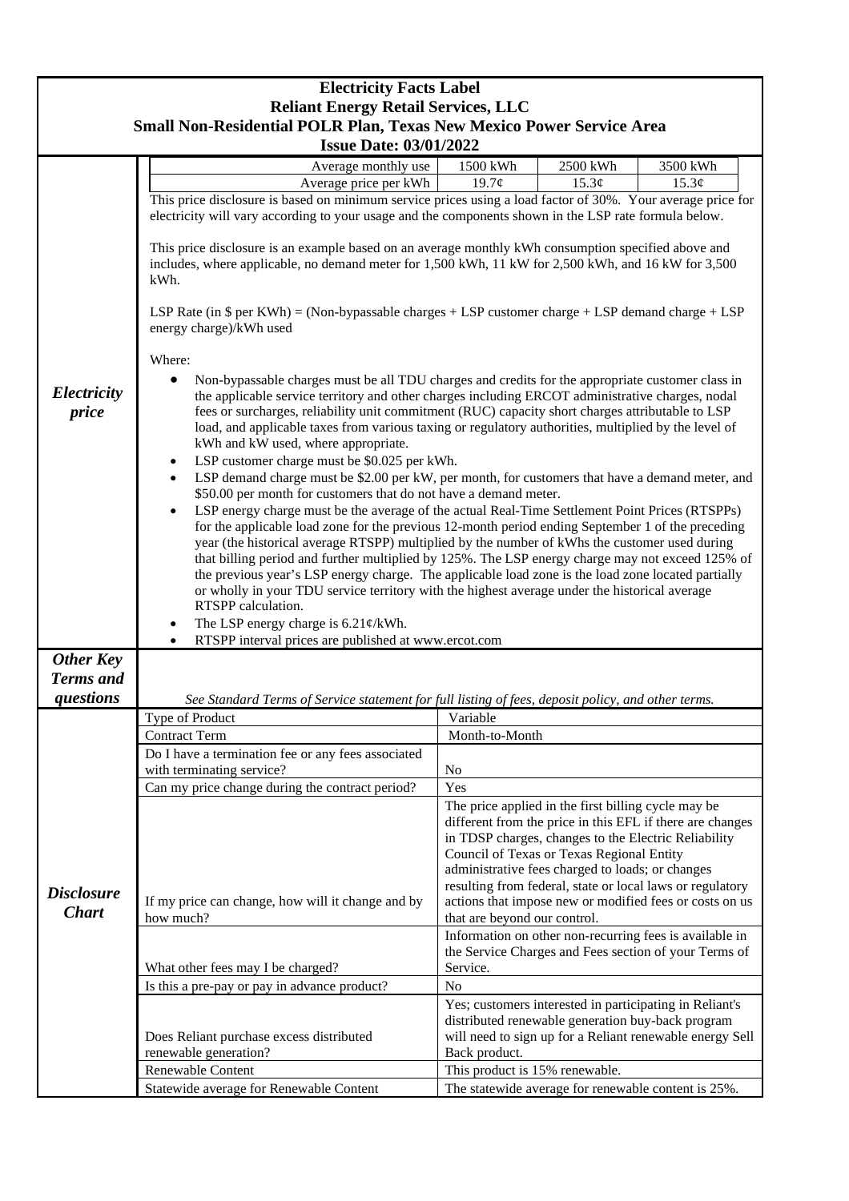# Electricity Facts Label

## Reliant Energy Retail Services, LLC

## Small Non-Residential POLR Plan, Texas New Mexico Power Service Area

**Issue Date: 03/01/2022**

### *Electricity price*

| Average monthly use | 1500 kWh | 2500 kWh | 3500 kWh |
|---|---|---|---|
| Average price per kWh | 19.7¢ | 15.3¢ | 15.3¢ |

This price disclosure is based on minimum service prices using a load factor of 30%. Your average price for electricity will vary according to your usage and the components shown in the LSP rate formula below.

This price disclosure is an example based on an average monthly kWh consumption specified above and includes, where applicable, no demand meter for 1,500 kWh, 11 kW for 2,500 kWh, and 16 kW for 3,500 kWh.

LSP Rate (in $ per KWh) = (Non-bypassable charges + LSP customer charge + LSP demand charge + LSP energy charge)/kWh used

Where:

- Non-bypassable charges must be all TDU charges and credits for the appropriate customer class in the applicable service territory and other charges including ERCOT administrative charges, nodal fees or surcharges, reliability unit commitment (RUC) capacity short charges attributable to LSP load, and applicable taxes from various taxing or regulatory authorities, multiplied by the level of kWh and kW used, where appropriate.
- LSP customer charge must be $0.025 per kWh.
- LSP demand charge must be $2.00 per kW, per month, for customers that have a demand meter, and $50.00 per month for customers that do not have a demand meter.
- LSP energy charge must be the average of the actual Real-Time Settlement Point Prices (RTSPPs) for the applicable load zone for the previous 12-month period ending September 1 of the preceding year (the historical average RTSPP) multiplied by the number of kWhs the customer used during that billing period and further multiplied by 125%. The LSP energy charge may not exceed 125% of the previous year's LSP energy charge. The applicable load zone is the load zone located partially or wholly in your TDU service territory with the highest average under the historical average RTSPP calculation.
- The LSP energy charge is 6.21¢/kWh.
- RTSPP interval prices are published at www.ercot.com

### *Other Key Terms and questions*

*See Standard Terms of Service statement for full listing of fees, deposit policy, and other terms.*

### *Disclosure Chart*

| Question | Answer |
|---|---|
| Type of Product | Variable |
| Contract Term | Month-to-Month |
| Do I have a termination fee or any fees associated with terminating service? | No |
| Can my price change during the contract period? | Yes |
| If my price can change, how will it change and by how much? | The price applied in the first billing cycle may be different from the price in this EFL if there are changes in TDSP charges, changes to the Electric Reliability Council of Texas or Texas Regional Entity administrative fees charged to loads; or changes resulting from federal, state or local laws or regulatory actions that impose new or modified fees or costs on us that are beyond our control. |
| What other fees may I be charged? | Information on other non-recurring fees is available in the Service Charges and Fees section of your Terms of Service. |
| Is this a pre-pay or pay in advance product? | No |
| Does Reliant purchase excess distributed renewable generation? | Yes; customers interested in participating in Reliant's distributed renewable generation buy-back program will need to sign up for a Reliant renewable energy Sell Back product. |
| Renewable Content | This product is 15% renewable. |
| Statewide average for Renewable Content | The statewide average for renewable content is 25%. |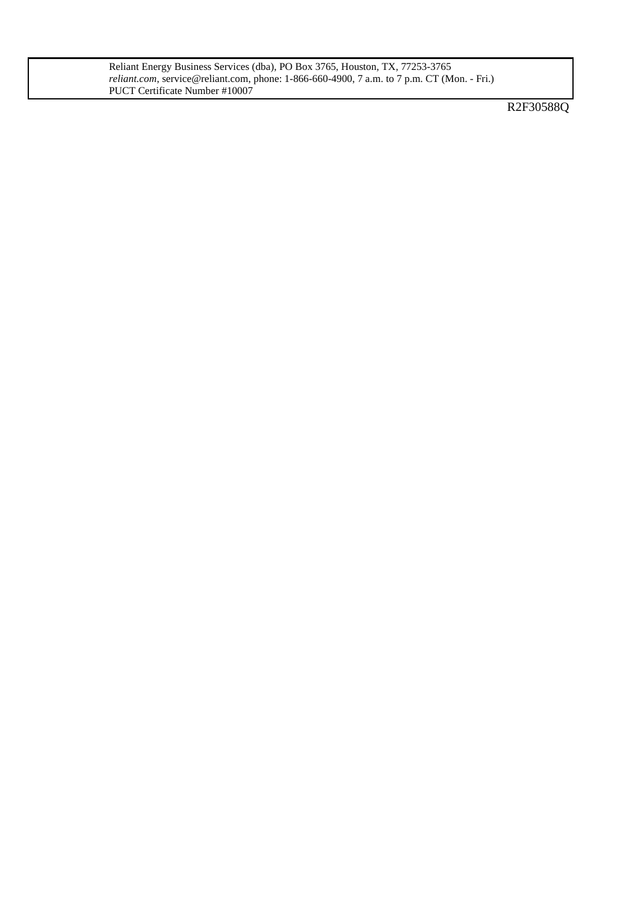Reliant Energy Business Services (dba), PO Box 3765, Houston, TX, 77253-3765
*reliant.com*, service@reliant.com, phone: 1-866-660-4900, 7 a.m. to 7 p.m. CT (Mon. - Fri.)
PUCT Certificate Number #10007

R2F30588Q